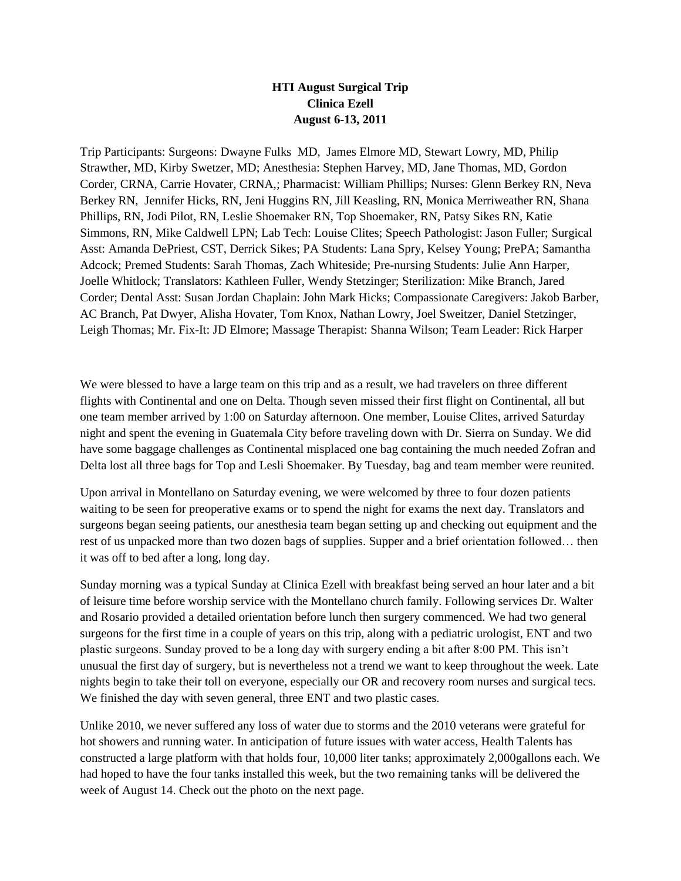**HTI August Surgical Trip**
**Clinica Ezell**
**August 6-13, 2011**

Trip Participants: Surgeons: Dwayne Fulks MD, James Elmore MD, Stewart Lowry, MD, Philip Strawther, MD, Kirby Swetzer, MD; Anesthesia: Stephen Harvey, MD, Jane Thomas, MD, Gordon Corder, CRNA, Carrie Hovater, CRNA,; Pharmacist: William Phillips; Nurses: Glenn Berkey RN, Neva Berkey RN, Jennifer Hicks, RN, Jeni Huggins RN, Jill Keasling, RN, Monica Merriweather RN, Shana Phillips, RN, Jodi Pilot, RN, Leslie Shoemaker RN, Top Shoemaker, RN, Patsy Sikes RN, Katie Simmons, RN, Mike Caldwell LPN; Lab Tech: Louise Clites; Speech Pathologist: Jason Fuller; Surgical Asst: Amanda DePriest, CST, Derrick Sikes; PA Students: Lana Spry, Kelsey Young; PrePA; Samantha Adcock; Premed Students: Sarah Thomas, Zach Whiteside; Pre-nursing Students: Julie Ann Harper, Joelle Whitlock; Translators: Kathleen Fuller, Wendy Stetzinger; Sterilization: Mike Branch, Jared Corder; Dental Asst: Susan Jordan Chaplain: John Mark Hicks; Compassionate Caregivers: Jakob Barber, AC Branch, Pat Dwyer, Alisha Hovater, Tom Knox, Nathan Lowry, Joel Sweitzer, Daniel Stetzinger, Leigh Thomas; Mr. Fix-It: JD Elmore; Massage Therapist: Shanna Wilson; Team Leader: Rick Harper

We were blessed to have a large team on this trip and as a result, we had travelers on three different flights with Continental and one on Delta. Though seven missed their first flight on Continental, all but one team member arrived by 1:00 on Saturday afternoon. One member, Louise Clites, arrived Saturday night and spent the evening in Guatemala City before traveling down with Dr. Sierra on Sunday. We did have some baggage challenges as Continental misplaced one bag containing the much needed Zofran and Delta lost all three bags for Top and Lesli Shoemaker. By Tuesday, bag and team member were reunited.

Upon arrival in Montellano on Saturday evening, we were welcomed by three to four dozen patients waiting to be seen for preoperative exams or to spend the night for exams the next day. Translators and surgeons began seeing patients, our anesthesia team began setting up and checking out equipment and the rest of us unpacked more than two dozen bags of supplies. Supper and a brief orientation followed… then it was off to bed after a long, long day.

Sunday morning was a typical Sunday at Clinica Ezell with breakfast being served an hour later and a bit of leisure time before worship service with the Montellano church family. Following services Dr. Walter and Rosario provided a detailed orientation before lunch then surgery commenced. We had two general surgeons for the first time in a couple of years on this trip, along with a pediatric urologist, ENT and two plastic surgeons. Sunday proved to be a long day with surgery ending a bit after 8:00 PM. This isn't unusual the first day of surgery, but is nevertheless not a trend we want to keep throughout the week. Late nights begin to take their toll on everyone, especially our OR and recovery room nurses and surgical tecs. We finished the day with seven general, three ENT and two plastic cases.

Unlike 2010, we never suffered any loss of water due to storms and the 2010 veterans were grateful for hot showers and running water. In anticipation of future issues with water access, Health Talents has constructed a large platform with that holds four, 10,000 liter tanks; approximately 2,000gallons each. We had hoped to have the four tanks installed this week, but the two remaining tanks will be delivered the week of August 14. Check out the photo on the next page.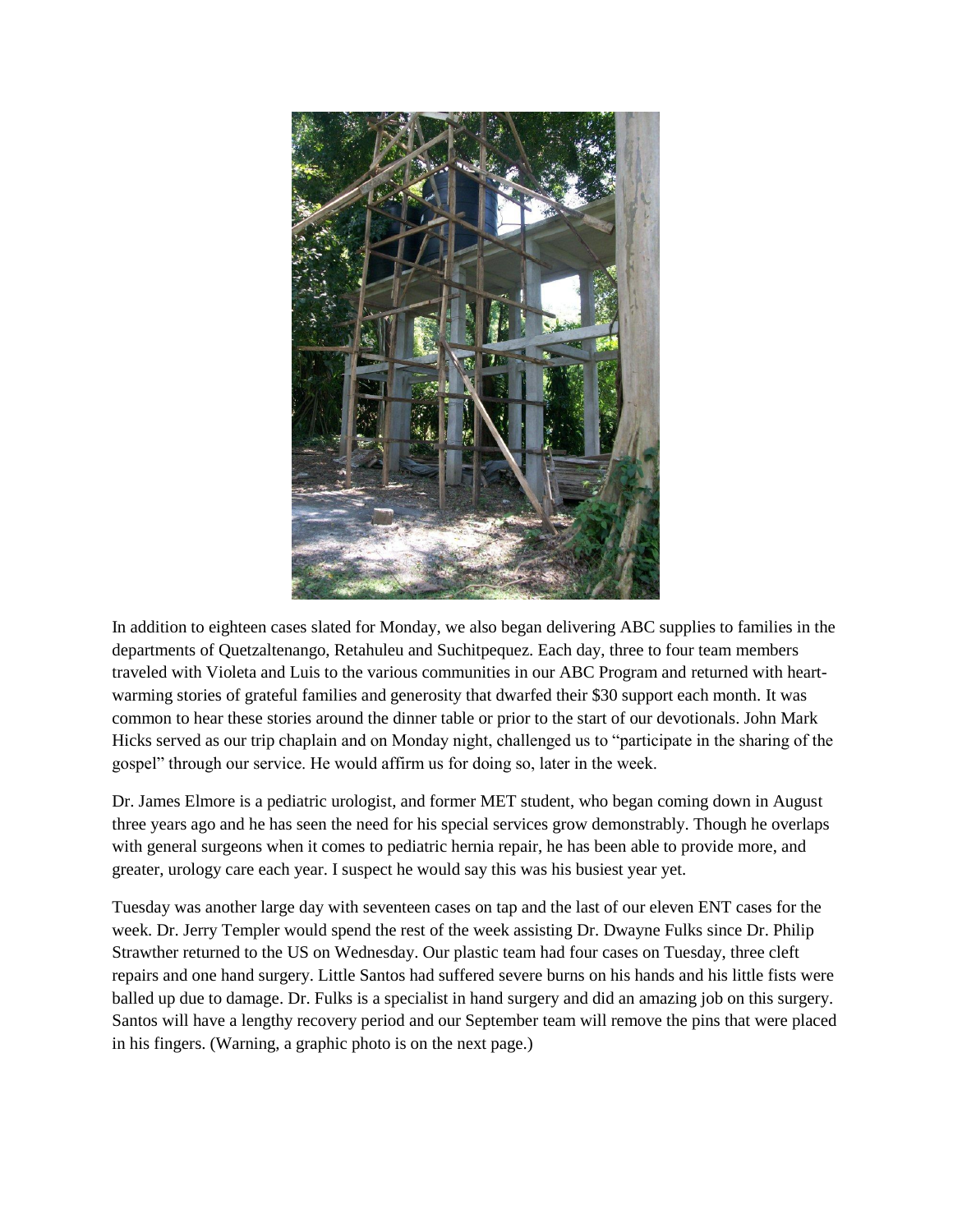In addition to eighteen cases slated for Monday, we also began delivering ABC supplies to families in the departments of Quetzaltenango, Retahuleu and Suchitpequez. Each day, three to four team members traveled with Violeta and Luis to the various communities in our ABC Program and returned with heart-warming stories of grateful families and generosity that dwarfed their $30 support each month. It was common to hear these stories around the dinner table or prior to the start of our devotionals. John Mark Hicks served as our trip chaplain and on Monday night, challenged us to "participate in the sharing of the gospel" through our service. He would affirm us for doing so, later in the week.

Dr. James Elmore is a pediatric urologist, and former MET student, who began coming down in August three years ago and he has seen the need for his special services grow demonstrably. Though he overlaps with general surgeons when it comes to pediatric hernia repair, he has been able to provide more, and greater, urology care each year. I suspect he would say this was his busiest year yet.

Tuesday was another large day with seventeen cases on tap and the last of our eleven ENT cases for the week. Dr. Jerry Templer would spend the rest of the week assisting Dr. Dwayne Fulks since Dr. Philip Strawther returned to the US on Wednesday. Our plastic team had four cases on Tuesday, three cleft repairs and one hand surgery. Little Santos had suffered severe burns on his hands and his little fists were balled up due to damage. Dr. Fulks is a specialist in hand surgery and did an amazing job on this surgery. Santos will have a lengthy recovery period and our September team will remove the pins that were placed in his fingers. (Warning, a graphic photo is on the next page.)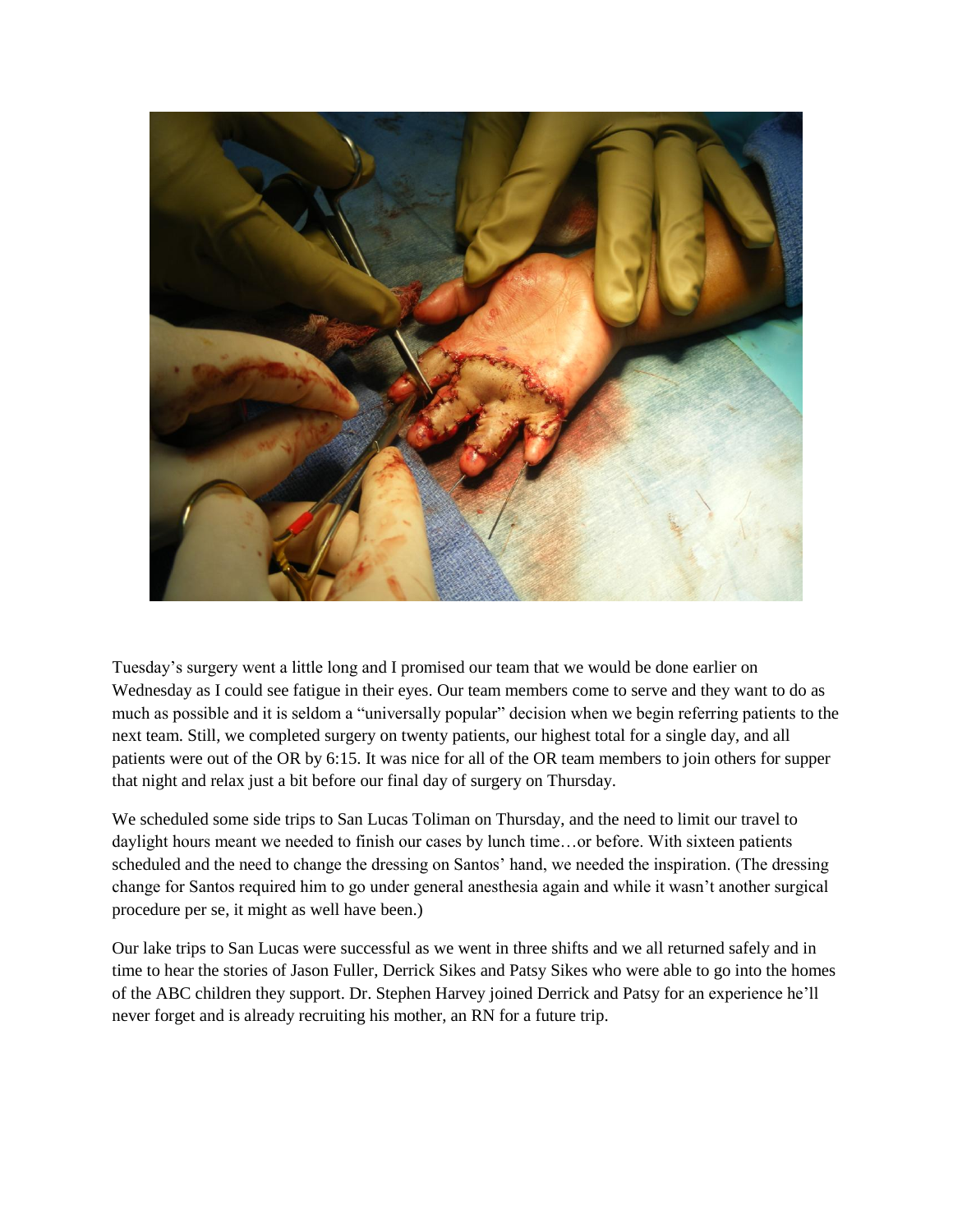Tuesday's surgery went a little long and I promised our team that we would be done earlier on Wednesday as I could see fatigue in their eyes. Our team members come to serve and they want to do as much as possible and it is seldom a "universally popular" decision when we begin referring patients to the next team. Still, we completed surgery on twenty patients, our highest total for a single day, and all patients were out of the OR by 6:15. It was nice for all of the OR team members to join others for supper that night and relax just a bit before our final day of surgery on Thursday.

We scheduled some side trips to San Lucas Toliman on Thursday, and the need to limit our travel to daylight hours meant we needed to finish our cases by lunch time…or before. With sixteen patients scheduled and the need to change the dressing on Santos' hand, we needed the inspiration. (The dressing change for Santos required him to go under general anesthesia again and while it wasn't another surgical procedure per se, it might as well have been.)

Our lake trips to San Lucas were successful as we went in three shifts and we all returned safely and in time to hear the stories of Jason Fuller, Derrick Sikes and Patsy Sikes who were able to go into the homes of the ABC children they support. Dr. Stephen Harvey joined Derrick and Patsy for an experience he'll never forget and is already recruiting his mother, an RN for a future trip.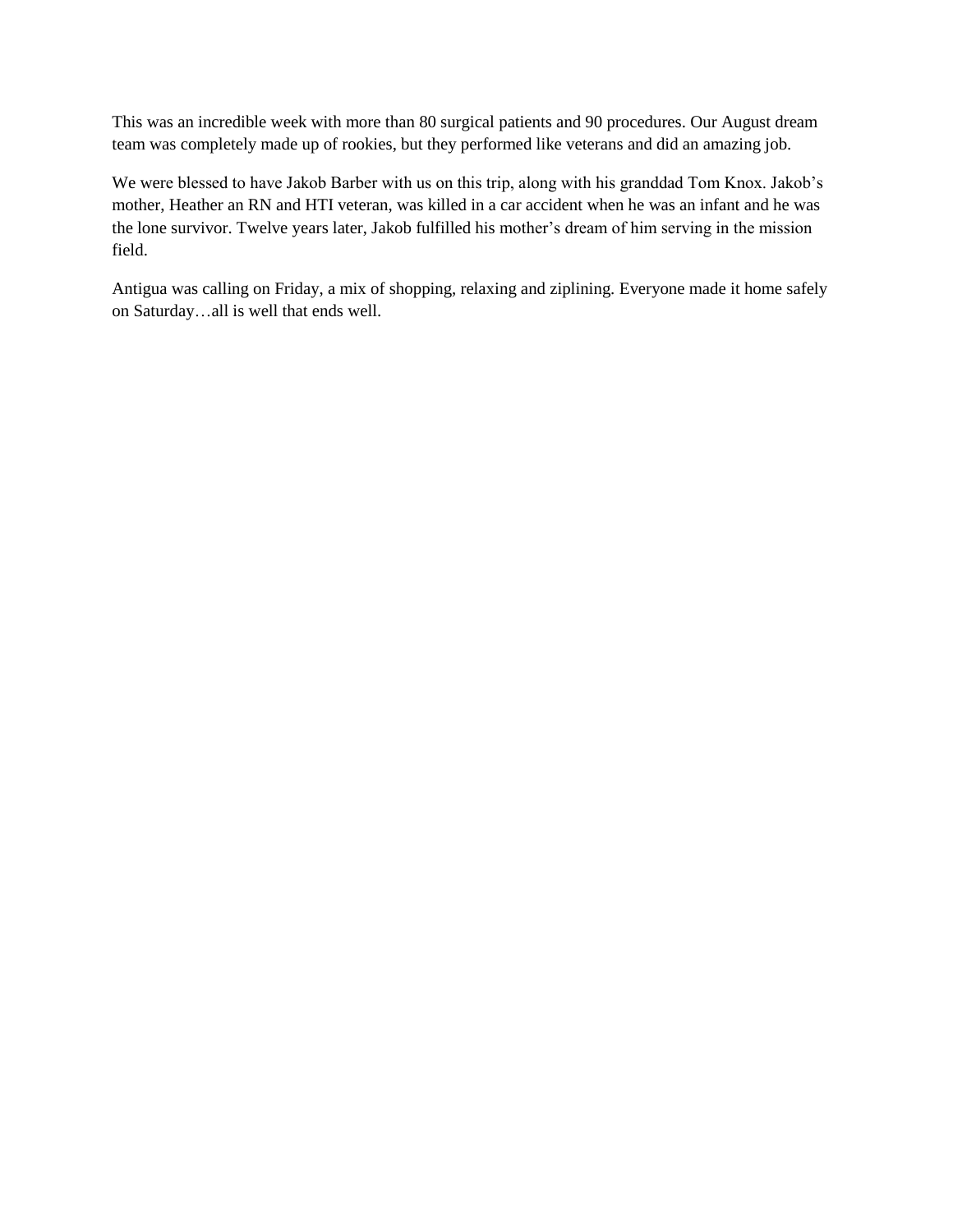This was an incredible week with more than 80 surgical patients and 90 procedures. Our August dream team was completely made up of rookies, but they performed like veterans and did an amazing job.

We were blessed to have Jakob Barber with us on this trip, along with his granddad Tom Knox. Jakob's mother, Heather an RN and HTI veteran, was killed in a car accident when he was an infant and he was the lone survivor. Twelve years later, Jakob fulfilled his mother's dream of him serving in the mission field.

Antigua was calling on Friday, a mix of shopping, relaxing and ziplining. Everyone made it home safely on Saturday…all is well that ends well.